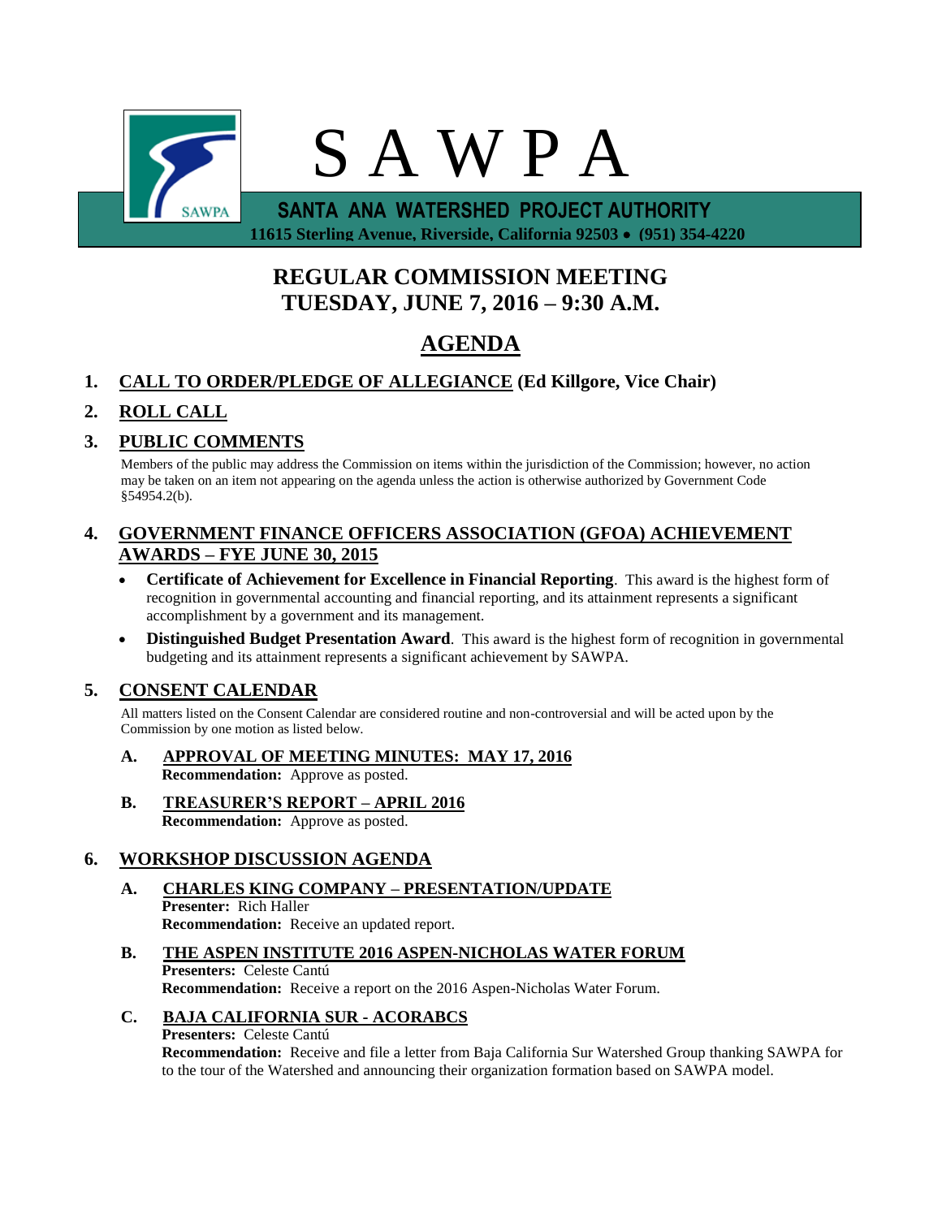# S A W P A

**SANTA ANA WATERSHED PROJECT AUTHORITY**

**11615 Sterling Avenue, Riverside, California 92503 • (951) 354-4220**

## REGULAR COMMISSION MEETING
## TUESDAY, JUNE 7, 2016 – 9:30 A.M.

## AGENDA

1. **CALL TO ORDER/PLEDGE OF ALLEGIANCE (Ed Killgore, Vice Chair)**

2. **ROLL CALL**

3. **PUBLIC COMMENTS**

   Members of the public may address the Commission on items within the jurisdiction of the Commission; however, no action may be taken on an item not appearing on the agenda unless the action is otherwise authorized by Government Code §54954.2(b).

4. **GOVERNMENT FINANCE OFFICERS ASSOCIATION (GFOA) ACHIEVEMENT AWARDS – FYE JUNE 30, 2015**

   - **Certificate of Achievement for Excellence in Financial Reporting**. This award is the highest form of recognition in governmental accounting and financial reporting, and its attainment represents a significant accomplishment by a government and its management.
   - **Distinguished Budget Presentation Award**. This award is the highest form of recognition in governmental budgeting and its attainment represents a significant achievement by SAWPA.

5. **CONSENT CALENDAR**

   All matters listed on the Consent Calendar are considered routine and non-controversial and will be acted upon by the Commission by one motion as listed below.

   A. **APPROVAL OF MEETING MINUTES: MAY 17, 2016**
      **Recommendation:** Approve as posted.

   B. **TREASURER'S REPORT – APRIL 2016**
      **Recommendation:** Approve as posted.

6. **WORKSHOP DISCUSSION AGENDA**

   A. **CHARLES KING COMPANY – PRESENTATION/UPDATE**
      **Presenter:** Rich Haller
      **Recommendation:** Receive an updated report.

   B. **THE ASPEN INSTITUTE 2016 ASPEN-NICHOLAS WATER FORUM**
      **Presenters:** Celeste Cantú
      **Recommendation:** Receive a report on the 2016 Aspen-Nicholas Water Forum.

   C. **BAJA CALIFORNIA SUR - ACORABCS**
      **Presenters:** Celeste Cantú
      **Recommendation:** Receive and file a letter from Baja California Sur Watershed Group thanking SAWPA for to the tour of the Watershed and announcing their organization formation based on SAWPA model.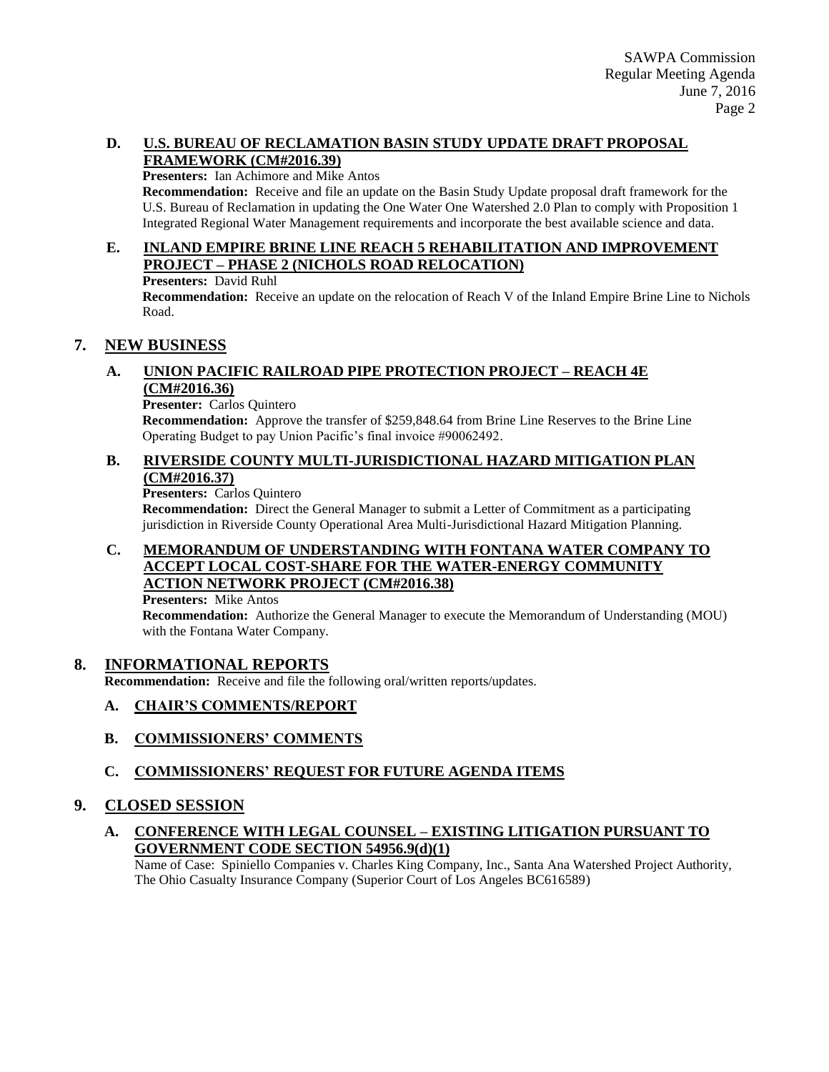**D. U.S. BUREAU OF RECLAMATION BASIN STUDY UPDATE DRAFT PROPOSAL FRAMEWORK (CM#2016.39)**

**Presenters:** Ian Achimore and Mike Antos

**Recommendation:** Receive and file an update on the Basin Study Update proposal draft framework for the U.S. Bureau of Reclamation in updating the One Water One Watershed 2.0 Plan to comply with Proposition 1 Integrated Regional Water Management requirements and incorporate the best available science and data.

**E. INLAND EMPIRE BRINE LINE REACH 5 REHABILITATION AND IMPROVEMENT PROJECT – PHASE 2 (NICHOLS ROAD RELOCATION)**

**Presenters:** David Ruhl

**Recommendation:** Receive an update on the relocation of Reach V of the Inland Empire Brine Line to Nichols Road.

## 7. NEW BUSINESS

**A. UNION PACIFIC RAILROAD PIPE PROTECTION PROJECT – REACH 4E (CM#2016.36)**

**Presenter:** Carlos Quintero

**Recommendation:** Approve the transfer of $259,848.64 from Brine Line Reserves to the Brine Line Operating Budget to pay Union Pacific's final invoice #90062492.

**B. RIVERSIDE COUNTY MULTI-JURISDICTIONAL HAZARD MITIGATION PLAN (CM#2016.37)**

**Presenters:** Carlos Quintero

**Recommendation:** Direct the General Manager to submit a Letter of Commitment as a participating jurisdiction in Riverside County Operational Area Multi-Jurisdictional Hazard Mitigation Planning.

**C. MEMORANDUM OF UNDERSTANDING WITH FONTANA WATER COMPANY TO ACCEPT LOCAL COST-SHARE FOR THE WATER-ENERGY COMMUNITY ACTION NETWORK PROJECT (CM#2016.38)**

**Presenters:** Mike Antos

**Recommendation:** Authorize the General Manager to execute the Memorandum of Understanding (MOU) with the Fontana Water Company.

## 8. INFORMATIONAL REPORTS

**Recommendation:** Receive and file the following oral/written reports/updates.

**A. CHAIR'S COMMENTS/REPORT**

**B. COMMISSIONERS' COMMENTS**

**C. COMMISSIONERS' REQUEST FOR FUTURE AGENDA ITEMS**

## 9. CLOSED SESSION

**A. CONFERENCE WITH LEGAL COUNSEL – EXISTING LITIGATION PURSUANT TO GOVERNMENT CODE SECTION 54956.9(d)(1)**

Name of Case: Spiniello Companies v. Charles King Company, Inc., Santa Ana Watershed Project Authority, The Ohio Casualty Insurance Company (Superior Court of Los Angeles BC616589)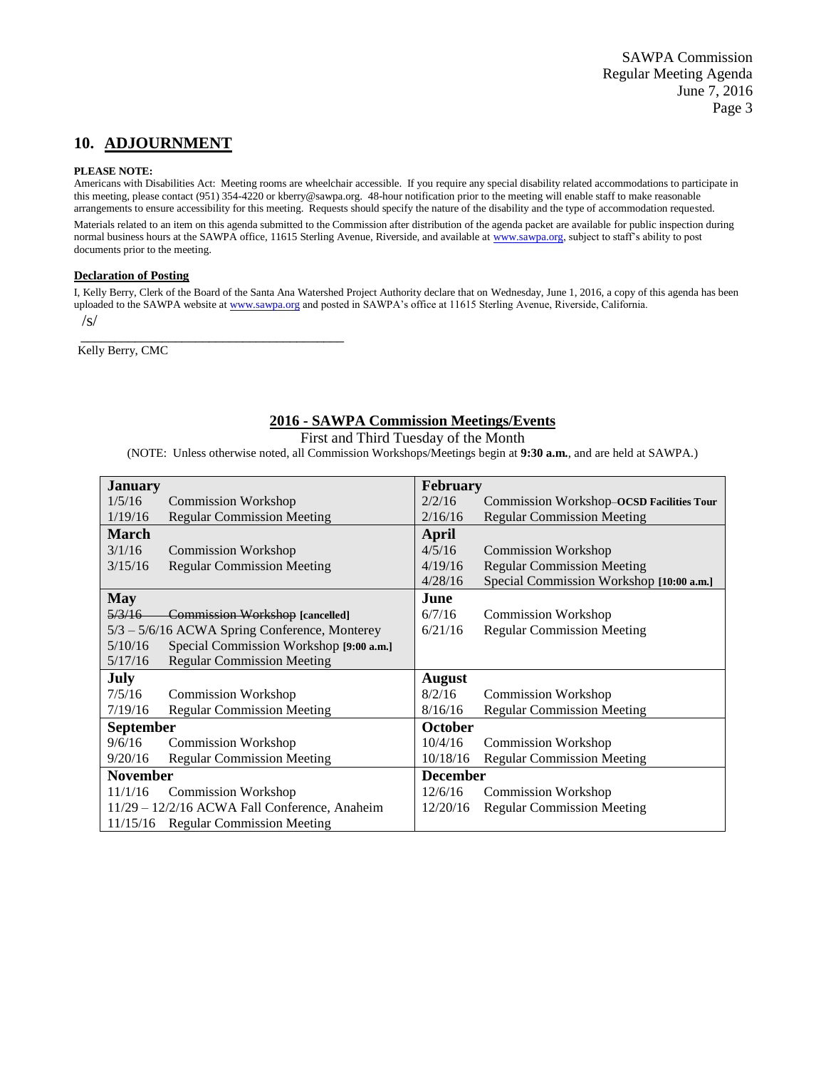## 10. ADJOURNMENT

**PLEASE NOTE:**
Americans with Disabilities Act: Meeting rooms are wheelchair accessible. If you require any special disability related accommodations to participate in this meeting, please contact (951) 354-4220 or kberry@sawpa.org. 48-hour notification prior to the meeting will enable staff to make reasonable arrangements to ensure accessibility for this meeting. Requests should specify the nature of the disability and the type of accommodation requested.

Materials related to an item on this agenda submitted to the Commission after distribution of the agenda packet are available for public inspection during normal business hours at the SAWPA office, 11615 Sterling Avenue, Riverside, and available at www.sawpa.org, subject to staff's ability to post documents prior to the meeting.

**Declaration of Posting**

I, Kelly Berry, Clerk of the Board of the Santa Ana Watershed Project Authority declare that on Wednesday, June 1, 2016, a copy of this agenda has been uploaded to the SAWPA website at www.sawpa.org and posted in SAWPA's office at 11615 Sterling Avenue, Riverside, California.

/s/

\_\_\_\_\_\_\_\_\_\_\_\_\_\_\_\_\_\_\_\_\_\_\_\_\_\_\_\_\_\_\_\_\_\_\_\_\_\_\_\_

Kelly Berry, CMC

### 2016 - SAWPA Commission Meetings/Events

First and Third Tuesday of the Month

(NOTE: Unless otherwise noted, all Commission Workshops/Meetings begin at **9:30 a.m.**, and are held at SAWPA.)

| | |
|---|---|
| **January** | **February** |
| 1/5/16 Commission Workshop | 2/2/16 Commission Workshop–**OCSD Facilities Tour** |
| 1/19/16 Regular Commission Meeting | 2/16/16 Regular Commission Meeting |
| **March** | **April** |
| 3/1/16 Commission Workshop | 4/5/16 Commission Workshop |
| 3/15/16 Regular Commission Meeting | 4/19/16 Regular Commission Meeting |
| | 4/28/16 Special Commission Workshop **[10:00 a.m.]** |
| **May** | **June** |
| ~~5/3/16 Commission Workshop~~ **[cancelled]** | 6/7/16 Commission Workshop |
| 5/3 – 5/6/16 ACWA Spring Conference, Monterey | 6/21/16 Regular Commission Meeting |
| 5/10/16 Special Commission Workshop **[9:00 a.m.]** | |
| 5/17/16 Regular Commission Meeting | |
| **July** | **August** |
| 7/5/16 Commission Workshop | 8/2/16 Commission Workshop |
| 7/19/16 Regular Commission Meeting | 8/16/16 Regular Commission Meeting |
| **September** | **October** |
| 9/6/16 Commission Workshop | 10/4/16 Commission Workshop |
| 9/20/16 Regular Commission Meeting | 10/18/16 Regular Commission Meeting |
| **November** | **December** |
| 11/1/16 Commission Workshop | 12/6/16 Commission Workshop |
| 11/29 – 12/2/16 ACWA Fall Conference, Anaheim | 12/20/16 Regular Commission Meeting |
| 11/15/16 Regular Commission Meeting | |